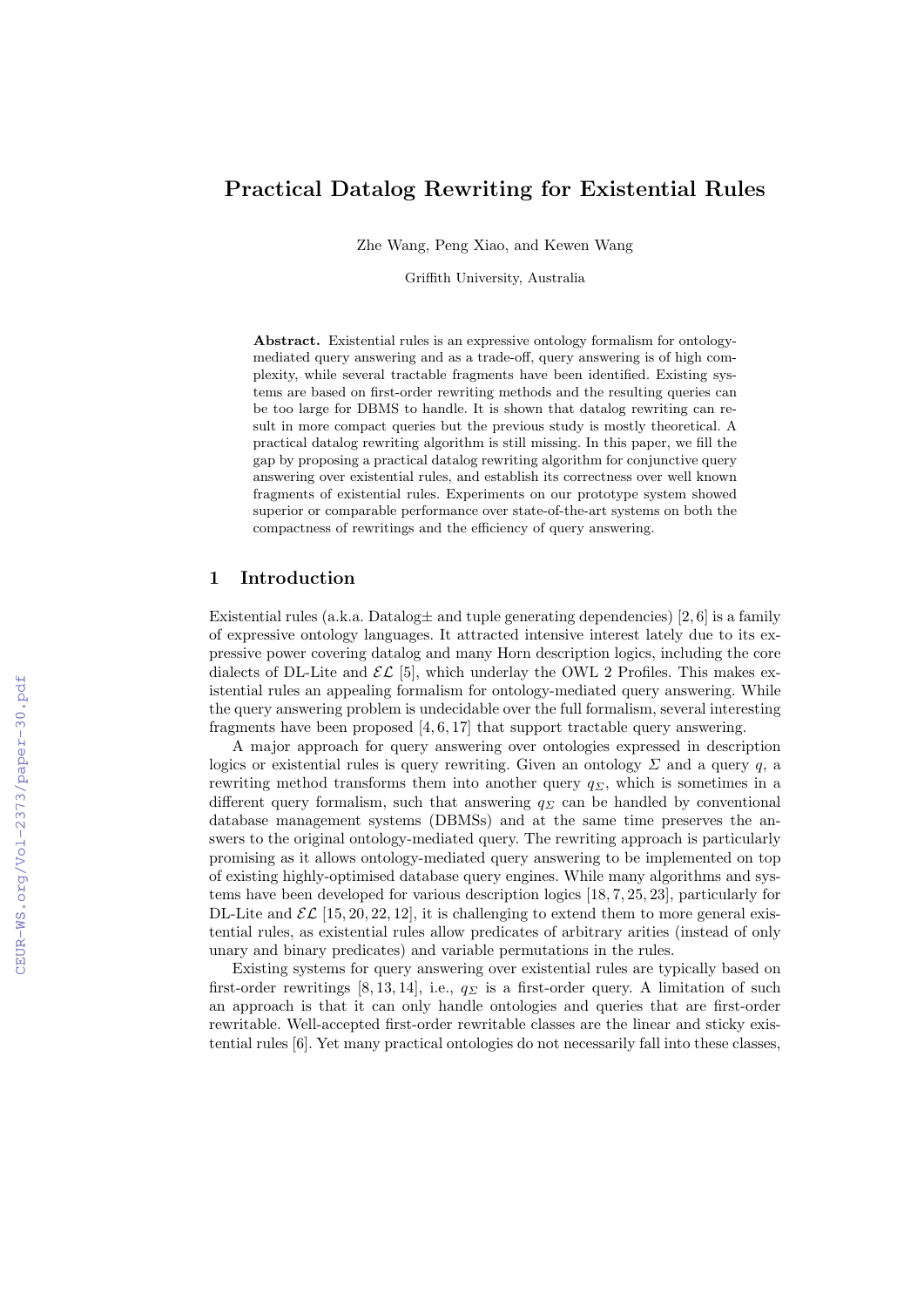# Practical Datalog Rewriting for Existential Rules

Zhe Wang, Peng Xiao, and Kewen Wang

Griffith University, Australia

**Abstract.** Existential rules is an expressive ontology formalism for ontology-mediated query answering and as a trade-off, query answering is of high complexity, while several tractable fragments have been identified. Existing systems are based on first-order rewriting methods and the resulting queries can be too large for DBMS to handle. It is shown that datalog rewriting can result in more compact queries but the previous study is mostly theoretical. A practical datalog rewriting algorithm is still missing. In this paper, we fill the gap by proposing a practical datalog rewriting algorithm for conjunctive query answering over existential rules, and establish its correctness over well known fragments of existential rules. Experiments on our prototype system showed superior or comparable performance over state-of-the-art systems on both the compactness of rewritings and the efficiency of query answering.

## 1 Introduction

Existential rules (a.k.a. Datalog± and tuple generating dependencies) [2, 6] is a family of expressive ontology languages. It attracted intensive interest lately due to its expressive power covering datalog and many Horn description logics, including the core dialects of DL-Lite and $\mathcal{EL}$ [5], which underlay the OWL 2 Profiles. This makes existential rules an appealing formalism for ontology-mediated query answering. While the query answering problem is undecidable over the full formalism, several interesting fragments have been proposed [4, 6, 17] that support tractable query answering.

A major approach for query answering over ontologies expressed in description logics or existential rules is query rewriting. Given an ontology $\Sigma$ and a query $q$, a rewriting method transforms them into another query $q_\Sigma$, which is sometimes in a different query formalism, such that answering $q_\Sigma$ can be handled by conventional database management systems (DBMSs) and at the same time preserves the answers to the original ontology-mediated query. The rewriting approach is particularly promising as it allows ontology-mediated query answering to be implemented on top of existing highly-optimised database query engines. While many algorithms and systems have been developed for various description logics [18, 7, 25, 23], particularly for DL-Lite and $\mathcal{EL}$ [15, 20, 22, 12], it is challenging to extend them to more general existential rules, as existential rules allow predicates of arbitrary arities (instead of only unary and binary predicates) and variable permutations in the rules.

Existing systems for query answering over existential rules are typically based on first-order rewritings [8, 13, 14], i.e., $q_\Sigma$ is a first-order query. A limitation of such an approach is that it can only handle ontologies and queries that are first-order rewritable. Well-accepted first-order rewritable classes are the linear and sticky existential rules [6]. Yet many practical ontologies do not necessarily fall into these classes,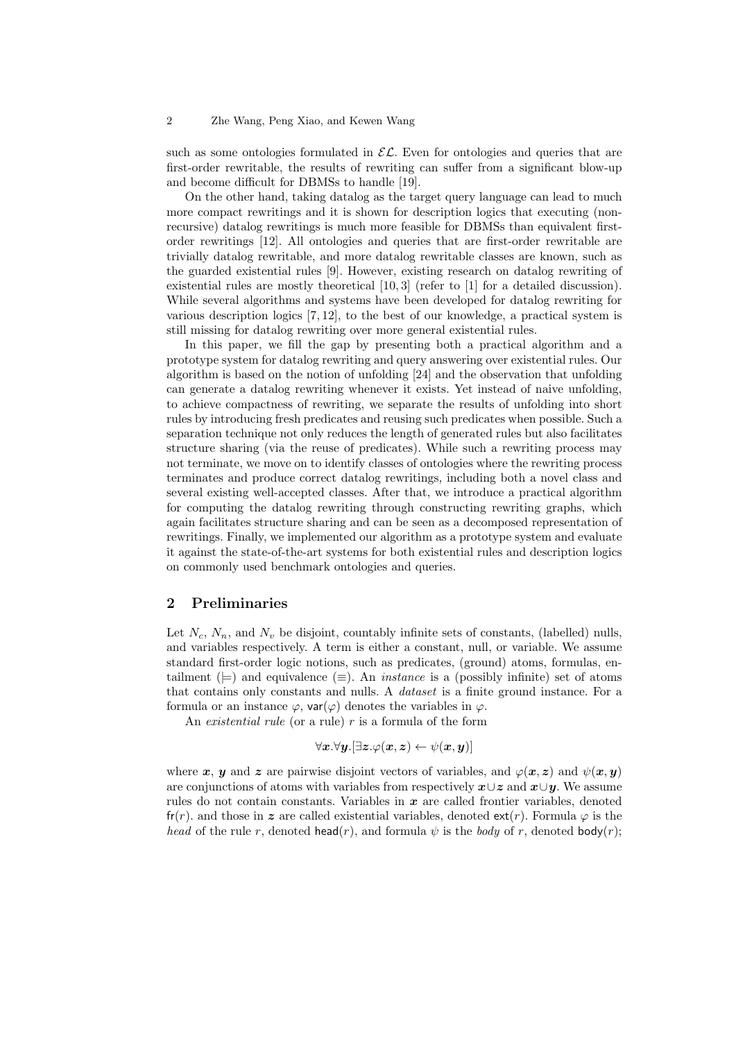such as some ontologies formulated in $\mathcal{EL}$. Even for ontologies and queries that are first-order rewritable, the results of rewriting can suffer from a significant blow-up and become difficult for DBMSs to handle [19].

On the other hand, taking datalog as the target query language can lead to much more compact rewritings and it is shown for description logics that executing (non-recursive) datalog rewritings is much more feasible for DBMSs than equivalent first-order rewritings [12]. All ontologies and queries that are first-order rewritable are trivially datalog rewritable, and more datalog rewritable classes are known, such as the guarded existential rules [9]. However, existing research on datalog rewriting of existential rules are mostly theoretical [10, 3] (refer to [1] for a detailed discussion). While several algorithms and systems have been developed for datalog rewriting for various description logics [7, 12], to the best of our knowledge, a practical system is still missing for datalog rewriting over more general existential rules.

In this paper, we fill the gap by presenting both a practical algorithm and a prototype system for datalog rewriting and query answering over existential rules. Our algorithm is based on the notion of unfolding [24] and the observation that unfolding can generate a datalog rewriting whenever it exists. Yet instead of naive unfolding, to achieve compactness of rewriting, we separate the results of unfolding into short rules by introducing fresh predicates and reusing such predicates when possible. Such a separation technique not only reduces the length of generated rules but also facilitates structure sharing (via the reuse of predicates). While such a rewriting process may not terminate, we move on to identify classes of ontologies where the rewriting process terminates and produce correct datalog rewritings, including both a novel class and several existing well-accepted classes. After that, we introduce a practical algorithm for computing the datalog rewriting through constructing rewriting graphs, which again facilitates structure sharing and can be seen as a decomposed representation of rewritings. Finally, we implemented our algorithm as a prototype system and evaluate it against the state-of-the-art systems for both existential rules and description logics on commonly used benchmark ontologies and queries.

## 2 Preliminaries

Let $N_c$, $N_n$, and $N_v$ be disjoint, countably infinite sets of constants, (labelled) nulls, and variables respectively. A term is either a constant, null, or variable. We assume standard first-order logic notions, such as predicates, (ground) atoms, formulas, entailment ($\models$) and equivalence ($\equiv$). An *instance* is a (possibly infinite) set of atoms that contains only constants and nulls. A *dataset* is a finite ground instance. For a formula or an instance $\varphi$, $\mathsf{var}(\varphi)$ denotes the variables in $\varphi$.

An *existential rule* (or a rule) $r$ is a formula of the form

$$\forall \boldsymbol{x}.\forall \boldsymbol{y}.[\exists \boldsymbol{z}.\varphi(\boldsymbol{x}, \boldsymbol{z}) \leftarrow \psi(\boldsymbol{x}, \boldsymbol{y})]$$

where $\boldsymbol{x}$, $\boldsymbol{y}$ and $\boldsymbol{z}$ are pairwise disjoint vectors of variables, and $\varphi(\boldsymbol{x}, \boldsymbol{z})$ and $\psi(\boldsymbol{x}, \boldsymbol{y})$ are conjunctions of atoms with variables from respectively $\boldsymbol{x} \cup \boldsymbol{z}$ and $\boldsymbol{x} \cup \boldsymbol{y}$. We assume rules do not contain constants. Variables in $\boldsymbol{x}$ are called frontier variables, denoted $\mathsf{fr}(r)$. and those in $\boldsymbol{z}$ are called existential variables, denoted $\mathsf{ext}(r)$. Formula $\varphi$ is the *head* of the rule $r$, denoted $\mathsf{head}(r)$, and formula $\psi$ is the *body* of $r$, denoted $\mathsf{body}(r)$;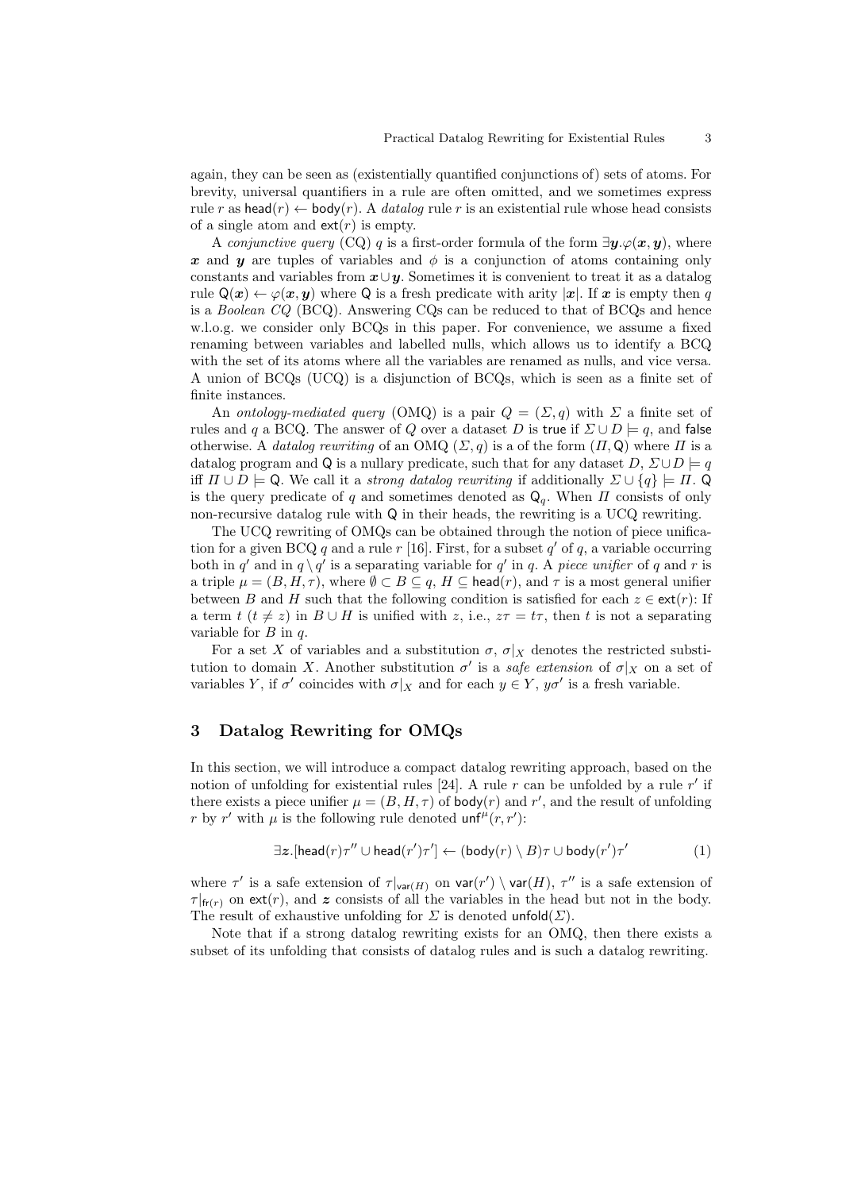again, they can be seen as (existentially quantified conjunctions of) sets of atoms. For brevity, universal quantifiers in a rule are often omitted, and we sometimes express rule $r$ as $\mathsf{head}(r) \leftarrow \mathsf{body}(r)$. A *datalog* rule $r$ is an existential rule whose head consists of a single atom and $\mathsf{ext}(r)$ is empty.

A *conjunctive query* (CQ) $q$ is a first-order formula of the form $\exists \boldsymbol{y}.\varphi(\boldsymbol{x}, \boldsymbol{y})$, where $\boldsymbol{x}$ and $\boldsymbol{y}$ are tuples of variables and $\phi$ is a conjunction of atoms containing only constants and variables from $\boldsymbol{x} \cup \boldsymbol{y}$. Sometimes it is convenient to treat it as a datalog rule $\mathsf{Q}(\boldsymbol{x}) \leftarrow \varphi(\boldsymbol{x}, \boldsymbol{y})$ where $\mathsf{Q}$ is a fresh predicate with arity $|\boldsymbol{x}|$. If $\boldsymbol{x}$ is empty then $q$ is a *Boolean CQ* (BCQ). Answering CQs can be reduced to that of BCQs and hence w.l.o.g. we consider only BCQs in this paper. For convenience, we assume a fixed renaming between variables and labelled nulls, which allows us to identify a BCQ with the set of its atoms where all the variables are renamed as nulls, and vice versa. A union of BCQs (UCQ) is a disjunction of BCQs, which is seen as a finite set of finite instances.

An *ontology-mediated query* (OMQ) is a pair $Q = (\Sigma, q)$ with $\Sigma$ a finite set of rules and $q$ a BCQ. The answer of $Q$ over a dataset $D$ is $\mathsf{true}$ if $\Sigma \cup D \models q$, and $\mathsf{false}$ otherwise. A *datalog rewriting* of an OMQ $(\Sigma, q)$ is a of the form $(\Pi, \mathsf{Q})$ where $\Pi$ is a datalog program and $\mathsf{Q}$ is a nullary predicate, such that for any dataset $D$, $\Sigma \cup D \models q$ iff $\Pi \cup D \models \mathsf{Q}$. We call it a *strong datalog rewriting* if additionally $\Sigma \cup \{q\} \models \Pi$. $\mathsf{Q}$ is the query predicate of $q$ and sometimes denoted as $\mathsf{Q}_q$. When $\Pi$ consists of only non-recursive datalog rule with $\mathsf{Q}$ in their heads, the rewriting is a UCQ rewriting.

The UCQ rewriting of OMQs can be obtained through the notion of piece unification for a given BCQ $q$ and a rule $r$ [16]. First, for a subset $q'$ of $q$, a variable occurring both in $q'$ and in $q \setminus q'$ is a separating variable for $q'$ in $q$. A *piece unifier* of $q$ and $r$ is a triple $\mu = (B, H, \tau)$, where $\emptyset \subset B \subseteq q$, $H \subseteq \mathsf{head}(r)$, and $\tau$ is a most general unifier between $B$ and $H$ such that the following condition is satisfied for each $z \in \mathsf{ext}(r)$: If a term $t$ ($t \neq z$) in $B \cup H$ is unified with $z$, i.e., $z\tau = t\tau$, then $t$ is not a separating variable for $B$ in $q$.

For a set $X$ of variables and a substitution $\sigma$, $\sigma|_X$ denotes the restricted substitution to domain $X$. Another substitution $\sigma'$ is a *safe extension* of $\sigma|_X$ on a set of variables $Y$, if $\sigma'$ coincides with $\sigma|_X$ and for each $y \in Y$, $y\sigma'$ is a fresh variable.

## 3 Datalog Rewriting for OMQs

In this section, we will introduce a compact datalog rewriting approach, based on the notion of unfolding for existential rules [24]. A rule $r$ can be unfolded by a rule $r'$ if there exists a piece unifier $\mu = (B, H, \tau)$ of $\mathsf{body}(r)$ and $r'$, and the result of unfolding $r$ by $r'$ with $\mu$ is the following rule denoted $\mathsf{unf}^{\mu}(r, r')$:

$$\exists \boldsymbol{z}.[\mathsf{head}(r)\tau'' \cup \mathsf{head}(r')\tau'] \leftarrow (\mathsf{body}(r) \setminus B)\tau \cup \mathsf{body}(r')\tau' \tag{1}$$

where $\tau'$ is a safe extension of $\tau|_{\mathsf{var}(H)}$ on $\mathsf{var}(r') \setminus \mathsf{var}(H)$, $\tau''$ is a safe extension of $\tau|_{\mathsf{fr}(r)}$ on $\mathsf{ext}(r)$, and $\boldsymbol{z}$ consists of all the variables in the head but not in the body. The result of exhaustive unfolding for $\Sigma$ is denoted $\mathsf{unfold}(\Sigma)$.

Note that if a strong datalog rewriting exists for an OMQ, then there exists a subset of its unfolding that consists of datalog rules and is such a datalog rewriting.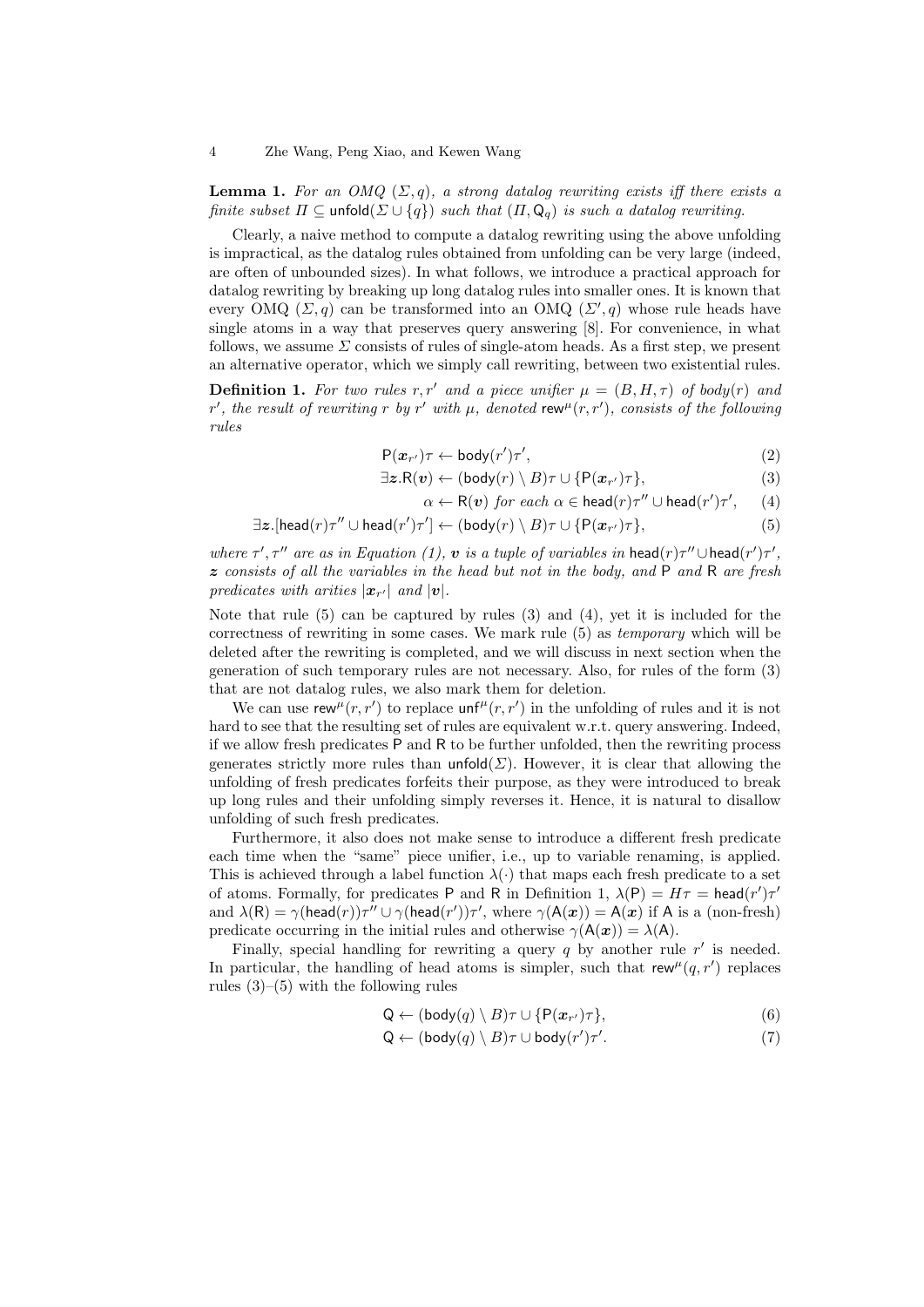**Lemma 1.** *For an OMQ $(\Sigma, q)$, a strong datalog rewriting exists iff there exists a finite subset $\Pi \subseteq \mathsf{unfold}(\Sigma \cup \{q\})$ such that $(\Pi, \mathsf{Q}_q)$ is such a datalog rewriting.*

Clearly, a naive method to compute a datalog rewriting using the above unfolding is impractical, as the datalog rules obtained from unfolding can be very large (indeed, are often of unbounded sizes). In what follows, we introduce a practical approach for datalog rewriting by breaking up long datalog rules into smaller ones. It is known that every OMQ $(\Sigma, q)$ can be transformed into an OMQ $(\Sigma', q)$ whose rule heads have single atoms in a way that preserves query answering [8]. For convenience, in what follows, we assume $\Sigma$ consists of rules of single-atom heads. As a first step, we present an alternative operator, which we simply call rewriting, between two existential rules.

**Definition 1.** *For two rules $r, r'$ and a piece unifier $\mu = (B, H, \tau)$ of $\mathsf{body}(r)$ and $r'$, the result of rewriting $r$ by $r'$ with $\mu$, denoted $\mathsf{rew}^{\mu}(r, r')$, consists of the following rules*

$$\mathsf{P}(\boldsymbol{x}_{r'})\tau \leftarrow \mathsf{body}(r')\tau', \tag{2}$$

$$\exists \boldsymbol{z}.\mathsf{R}(\boldsymbol{v}) \leftarrow (\mathsf{body}(r) \setminus B)\tau \cup \{\mathsf{P}(\boldsymbol{x}_{r'})\tau\}, \tag{3}$$

$$\alpha \leftarrow \mathsf{R}(\boldsymbol{v}) \text{ for each } \alpha \in \mathsf{head}(r)\tau'' \cup \mathsf{head}(r')\tau', \tag{4}$$

$$\exists \boldsymbol{z}.[\mathsf{head}(r)\tau'' \cup \mathsf{head}(r')\tau'] \leftarrow (\mathsf{body}(r) \setminus B)\tau \cup \{\mathsf{P}(\boldsymbol{x}_{r'})\tau\}, \tag{5}$$

*where $\tau', \tau''$ are as in Equation (1), $\boldsymbol{v}$ is a tuple of variables in $\mathsf{head}(r)\tau'' \cup \mathsf{head}(r')\tau'$, $\boldsymbol{z}$ consists of all the variables in the head but not in the body, and $\mathsf{P}$ and $\mathsf{R}$ are fresh predicates with arities $|\boldsymbol{x}_{r'}|$ and $|\boldsymbol{v}|$.*

Note that rule (5) can be captured by rules (3) and (4), yet it is included for the correctness of rewriting in some cases. We mark rule (5) as *temporary* which will be deleted after the rewriting is completed, and we will discuss in next section when the generation of such temporary rules are not necessary. Also, for rules of the form (3) that are not datalog rules, we also mark them for deletion.

We can use $\mathsf{rew}^{\mu}(r, r')$ to replace $\mathsf{unf}^{\mu}(r, r')$ in the unfolding of rules and it is not hard to see that the resulting set of rules are equivalent w.r.t. query answering. Indeed, if we allow fresh predicates $\mathsf{P}$ and $\mathsf{R}$ to be further unfolded, then the rewriting process generates strictly more rules than $\mathsf{unfold}(\Sigma)$. However, it is clear that allowing the unfolding of fresh predicates forfeits their purpose, as they were introduced to break up long rules and their unfolding simply reverses it. Hence, it is natural to disallow unfolding of such fresh predicates.

Furthermore, it also does not make sense to introduce a different fresh predicate each time when the "same" piece unifier, i.e., up to variable renaming, is applied. This is achieved through a label function $\lambda(\cdot)$ that maps each fresh predicate to a set of atoms. Formally, for predicates $\mathsf{P}$ and $\mathsf{R}$ in Definition 1, $\lambda(\mathsf{P}) = H\tau = \mathsf{head}(r')\tau'$ and $\lambda(\mathsf{R}) = \gamma(\mathsf{head}(r))\tau'' \cup \gamma(\mathsf{head}(r'))\tau'$, where $\gamma(\mathsf{A}(\boldsymbol{x})) = \mathsf{A}(\boldsymbol{x})$ if $\mathsf{A}$ is a (non-fresh) predicate occurring in the initial rules and otherwise $\gamma(\mathsf{A}(\boldsymbol{x})) = \lambda(\mathsf{A})$.

Finally, special handling for rewriting a query $q$ by another rule $r'$ is needed. In particular, the handling of head atoms is simpler, such that $\mathsf{rew}^{\mu}(q, r')$ replaces rules (3)–(5) with the following rules

$$\mathsf{Q} \leftarrow (\mathsf{body}(q) \setminus B)\tau \cup \{\mathsf{P}(\boldsymbol{x}_{r'})\tau\}, \tag{6}$$

$$\mathsf{Q} \leftarrow (\mathsf{body}(q) \setminus B)\tau \cup \mathsf{body}(r')\tau'. \tag{7}$$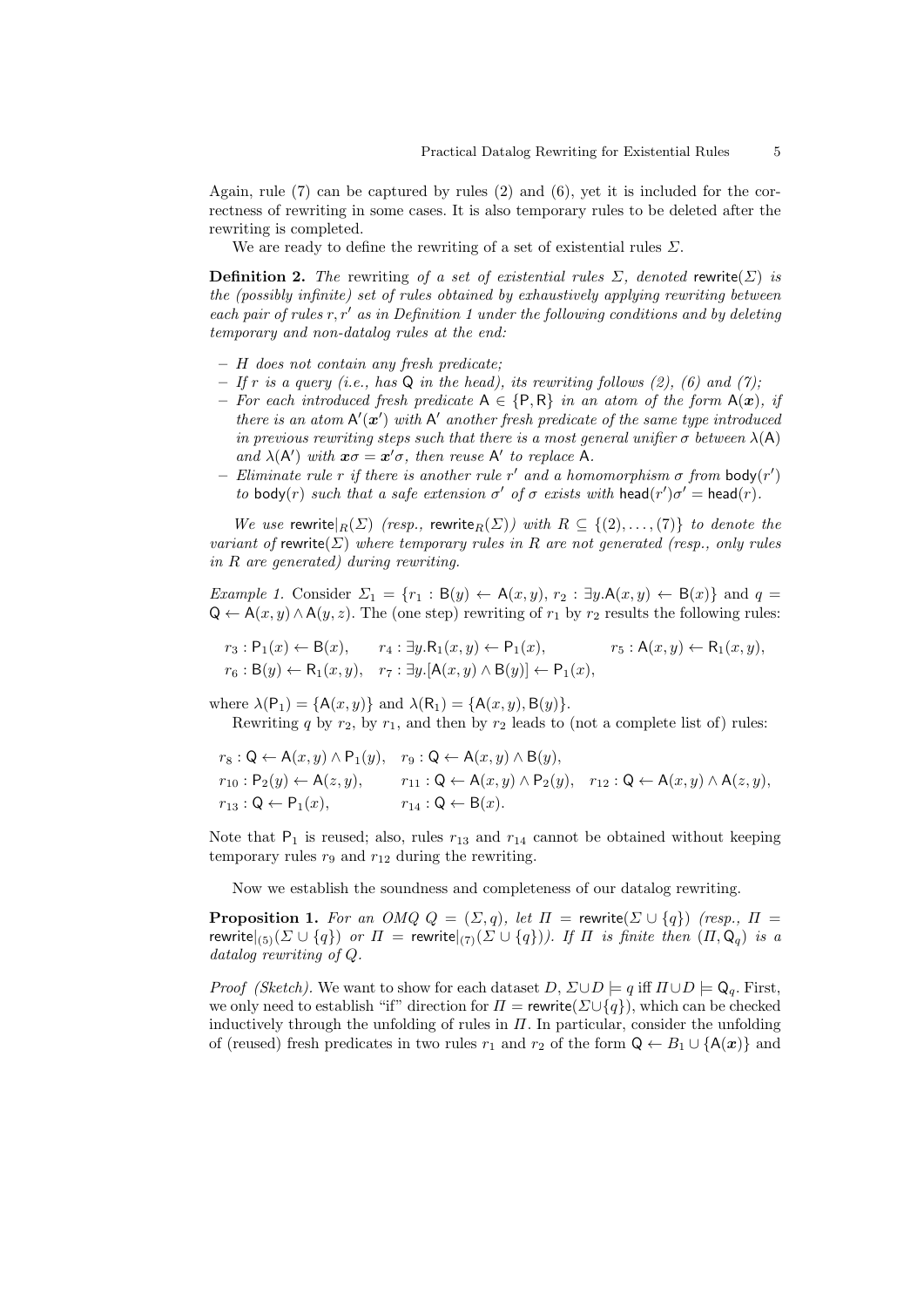Again, rule (7) can be captured by rules (2) and (6), yet it is included for the correctness of rewriting in some cases. It is also temporary rules to be deleted after the rewriting is completed.

We are ready to define the rewriting of a set of existential rules $\Sigma$.

**Definition 2.** *The* rewriting *of a set of existential rules $\Sigma$, denoted $\mathsf{rewrite}(\Sigma)$ is the (possibly infinite) set of rules obtained by exhaustively applying rewriting between each pair of rules $r, r'$ as in Definition 1 under the following conditions and by deleting temporary and non-datalog rules at the end:*

- *$H$ does not contain any fresh predicate;*
- *If $r$ is a query (i.e., has $\mathsf{Q}$ in the head), its rewriting follows (2), (6) and (7);*
- *For each introduced fresh predicate $\mathsf{A} \in \{\mathsf{P}, \mathsf{R}\}$ in an atom of the form $\mathsf{A}(\boldsymbol{x})$, if there is an atom $\mathsf{A}'(\boldsymbol{x}')$ with $\mathsf{A}'$ another fresh predicate of the same type introduced in previous rewriting steps such that there is a most general unifier $\sigma$ between $\lambda(\mathsf{A})$ and $\lambda(\mathsf{A}')$ with $\boldsymbol{x}\sigma = \boldsymbol{x}'\sigma$, then reuse $\mathsf{A}'$ to replace $\mathsf{A}$.*
- *Eliminate rule $r$ if there is another rule $r'$ and a homomorphism $\sigma$ from $\mathsf{body}(r')$ to $\mathsf{body}(r)$ such that a safe extension $\sigma'$ of $\sigma$ exists with $\mathsf{head}(r')\sigma' = \mathsf{head}(r)$.*

*We use $\mathsf{rewrite}|_R(\Sigma)$ (resp., $\mathsf{rewrite}_R(\Sigma)$) with $R \subseteq \{(2), \ldots, (7)\}$ to denote the variant of $\mathsf{rewrite}(\Sigma)$ where temporary rules in $R$ are not generated (resp., only rules in $R$ are generated) during rewriting.*

*Example 1.* Consider $\Sigma_1 = \{r_1 : \mathsf{B}(y) \leftarrow \mathsf{A}(x, y),\ r_2 : \exists y.\mathsf{A}(x, y) \leftarrow \mathsf{B}(x)\}$ and $q = \mathsf{Q} \leftarrow \mathsf{A}(x, y) \wedge \mathsf{A}(y, z)$. The (one step) rewriting of $r_1$ by $r_2$ results the following rules:

$$r_3 : \mathsf{P}_1(x) \leftarrow \mathsf{B}(x), \quad r_4 : \exists y.\mathsf{R}_1(x, y) \leftarrow \mathsf{P}_1(x), \quad r_5 : \mathsf{A}(x, y) \leftarrow \mathsf{R}_1(x, y),$$
$$r_6 : \mathsf{B}(y) \leftarrow \mathsf{R}_1(x, y), \quad r_7 : \exists y.[\mathsf{A}(x, y) \wedge \mathsf{B}(y)] \leftarrow \mathsf{P}_1(x),$$

where $\lambda(\mathsf{P}_1) = \{\mathsf{A}(x, y)\}$ and $\lambda(\mathsf{R}_1) = \{\mathsf{A}(x, y), \mathsf{B}(y)\}$.

Rewriting $q$ by $r_2$, by $r_1$, and then by $r_2$ leads to (not a complete list of) rules:

$$r_8 : \mathsf{Q} \leftarrow \mathsf{A}(x, y) \wedge \mathsf{P}_1(y), \quad r_9 : \mathsf{Q} \leftarrow \mathsf{A}(x, y) \wedge \mathsf{B}(y),$$
$$r_{10} : \mathsf{P}_2(y) \leftarrow \mathsf{A}(z, y), \quad r_{11} : \mathsf{Q} \leftarrow \mathsf{A}(x, y) \wedge \mathsf{P}_2(y), \quad r_{12} : \mathsf{Q} \leftarrow \mathsf{A}(x, y) \wedge \mathsf{A}(z, y),$$
$$r_{13} : \mathsf{Q} \leftarrow \mathsf{P}_1(x), \quad r_{14} : \mathsf{Q} \leftarrow \mathsf{B}(x).$$

Note that $\mathsf{P}_1$ is reused; also, rules $r_{13}$ and $r_{14}$ cannot be obtained without keeping temporary rules $r_9$ and $r_{12}$ during the rewriting.

Now we establish the soundness and completeness of our datalog rewriting.

**Proposition 1.** *For an OMQ $Q = (\Sigma, q)$, let $\Pi = \mathsf{rewrite}(\Sigma \cup \{q\})$ (resp., $\Pi = \mathsf{rewrite}|_{(5)}(\Sigma \cup \{q\})$ or $\Pi = \mathsf{rewrite}|_{(7)}(\Sigma \cup \{q\})$). If $\Pi$ is finite then $(\Pi, \mathsf{Q}_q)$ is a datalog rewriting of $Q$.*

*Proof (Sketch).* We want to show for each dataset $D$, $\Sigma \cup D \models q$ iff $\Pi \cup D \models \mathsf{Q}_q$. First, we only need to establish "if" direction for $\Pi = \mathsf{rewrite}(\Sigma \cup \{q\})$, which can be checked inductively through the unfolding of rules in $\Pi$. In particular, consider the unfolding of (reused) fresh predicates in two rules $r_1$ and $r_2$ of the form $\mathsf{Q} \leftarrow B_1 \cup \{\mathsf{A}(\boldsymbol{x})\}$ and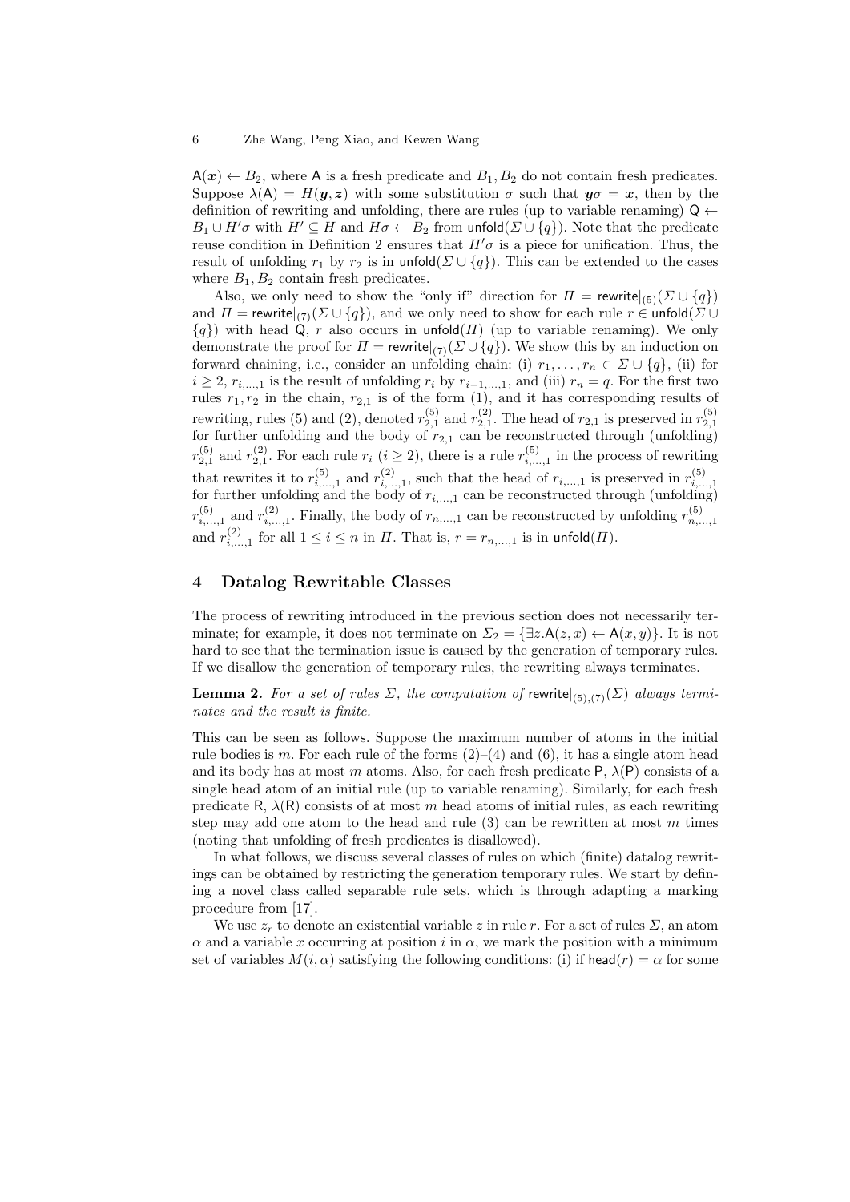$\mathsf{A}(\boldsymbol{x}) \leftarrow B_2$, where $\mathsf{A}$ is a fresh predicate and $B_1, B_2$ do not contain fresh predicates. Suppose $\lambda(\mathsf{A}) = H(\boldsymbol{y}, \boldsymbol{z})$ with some substitution $\sigma$ such that $\boldsymbol{y}\sigma = \boldsymbol{x}$, then by the definition of rewriting and unfolding, there are rules (up to variable renaming) $\mathsf{Q} \leftarrow B_1 \cup H'\sigma$ with $H' \subseteq H$ and $H\sigma \leftarrow B_2$ from $\mathsf{unfold}(\Sigma \cup \{q\})$. Note that the predicate reuse condition in Definition 2 ensures that $H'\sigma$ is a piece for unification. Thus, the result of unfolding $r_1$ by $r_2$ is in $\mathsf{unfold}(\Sigma \cup \{q\})$. This can be extended to the cases where $B_1, B_2$ contain fresh predicates.

Also, we only need to show the "only if" direction for $\Pi = \mathsf{rewrite}|_{(5)}(\Sigma \cup \{q\})$ and $\Pi = \mathsf{rewrite}|_{(7)}(\Sigma \cup \{q\})$, and we only need to show for each rule $r \in \mathsf{unfold}(\Sigma \cup \{q\})$ with head $\mathsf{Q}$, $r$ also occurs in $\mathsf{unfold}(\Pi)$ (up to variable renaming). We only demonstrate the proof for $\Pi = \mathsf{rewrite}|_{(7)}(\Sigma \cup \{q\})$. We show this by an induction on forward chaining, i.e., consider an unfolding chain: (i) $r_1, \ldots, r_n \in \Sigma \cup \{q\}$, (ii) for $i \geq 2$, $r_{i,\ldots,1}$ is the result of unfolding $r_i$ by $r_{i-1,\ldots,1}$, and (iii) $r_n = q$. For the first two rules $r_1, r_2$ in the chain, $r_{2,1}$ is of the form (1), and it has corresponding results of rewriting, rules (5) and (2), denoted $r_{2,1}^{(5)}$ and $r_{2,1}^{(2)}$. The head of $r_{2,1}$ is preserved in $r_{2,1}^{(5)}$ for further unfolding and the body of $r_{2,1}$ can be reconstructed through (unfolding) $r_{2,1}^{(5)}$ and $r_{2,1}^{(2)}$. For each rule $r_i$ ($i \geq 2$), there is a rule $r_{i,\ldots,1}^{(5)}$ in the process of rewriting that rewrites it to $r_{i,\ldots,1}^{(5)}$ and $r_{i,\ldots,1}^{(2)}$, such that the head of $r_{i,\ldots,1}$ is preserved in $r_{i,\ldots,1}^{(5)}$ for further unfolding and the body of $r_{i,\ldots,1}$ can be reconstructed through (unfolding) $r_{i,\ldots,1}^{(5)}$ and $r_{i,\ldots,1}^{(2)}$. Finally, the body of $r_{n,\ldots,1}$ can be reconstructed by unfolding $r_{n,\ldots,1}^{(5)}$ and $r_{i,\ldots,1}^{(2)}$ for all $1 \leq i \leq n$ in $\Pi$. That is, $r = r_{n,\ldots,1}$ is in $\mathsf{unfold}(\Pi)$.

## 4 Datalog Rewritable Classes

The process of rewriting introduced in the previous section does not necessarily terminate; for example, it does not terminate on $\Sigma_2 = \{\exists z.\mathsf{A}(z, x) \leftarrow \mathsf{A}(x, y)\}$. It is not hard to see that the termination issue is caused by the generation of temporary rules. If we disallow the generation of temporary rules, the rewriting always terminates.

**Lemma 2.** *For a set of rules $\Sigma$, the computation of $\mathsf{rewrite}|_{(5),(7)}(\Sigma)$ always terminates and the result is finite.*

This can be seen as follows. Suppose the maximum number of atoms in the initial rule bodies is $m$. For each rule of the forms (2)–(4) and (6), it has a single atom head and its body has at most $m$ atoms. Also, for each fresh predicate $\mathsf{P}$, $\lambda(\mathsf{P})$ consists of a single head atom of an initial rule (up to variable renaming). Similarly, for each fresh predicate $\mathsf{R}$, $\lambda(\mathsf{R})$ consists of at most $m$ head atoms of initial rules, as each rewriting step may add one atom to the head and rule (3) can be rewritten at most $m$ times (noting that unfolding of fresh predicates is disallowed).

In what follows, we discuss several classes of rules on which (finite) datalog rewritings can be obtained by restricting the generation temporary rules. We start by defining a novel class called separable rule sets, which is through adapting a marking procedure from [17].

We use $z_r$ to denote an existential variable $z$ in rule $r$. For a set of rules $\Sigma$, an atom $\alpha$ and a variable $x$ occurring at position $i$ in $\alpha$, we mark the position with a minimum set of variables $M(i, \alpha)$ satisfying the following conditions: (i) if $\mathsf{head}(r) = \alpha$ for some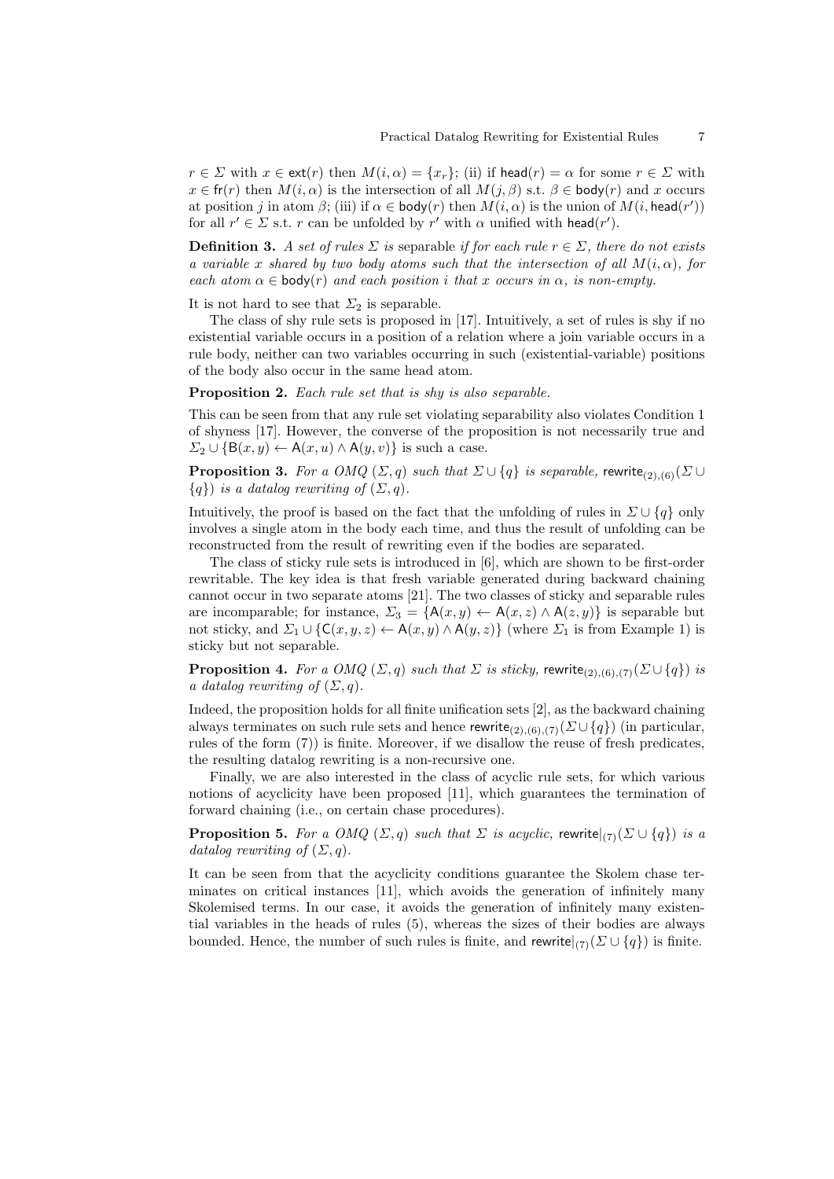$r \in \Sigma$ with $x \in \mathsf{ext}(r)$ then $M(i, \alpha) = \{x_r\}$; (ii) if $\mathsf{head}(r) = \alpha$ for some $r \in \Sigma$ with $x \in \mathsf{fr}(r)$ then $M(i, \alpha)$ is the intersection of all $M(j, \beta)$ s.t. $\beta \in \mathsf{body}(r)$ and $x$ occurs at position $j$ in atom $\beta$; (iii) if $\alpha \in \mathsf{body}(r)$ then $M(i, \alpha)$ is the union of $M(i, \mathsf{head}(r'))$ for all $r' \in \Sigma$ s.t. $r$ can be unfolded by $r'$ with $\alpha$ unified with $\mathsf{head}(r')$.

**Definition 3.** *A set of rules $\Sigma$ is* separable *if for each rule $r \in \Sigma$, there do not exists a variable $x$ shared by two body atoms such that the intersection of all $M(i, \alpha)$, for each atom $\alpha \in \mathsf{body}(r)$ and each position $i$ that $x$ occurs in $\alpha$, is non-empty.*

It is not hard to see that $\Sigma_2$ is separable.

The class of shy rule sets is proposed in [17]. Intuitively, a set of rules is shy if no existential variable occurs in a position of a relation where a join variable occurs in a rule body, neither can two variables occurring in such (existential-variable) positions of the body also occur in the same head atom.

**Proposition 2.** *Each rule set that is shy is also separable.*

This can be seen from that any rule set violating separability also violates Condition 1 of shyness [17]. However, the converse of the proposition is not necessarily true and $\Sigma_2 \cup \{\mathsf{B}(x, y) \leftarrow \mathsf{A}(x, u) \wedge \mathsf{A}(y, v)\}$ is such a case.

**Proposition 3.** *For a OMQ $(\Sigma, q)$ such that $\Sigma \cup \{q\}$ is separable, $\mathsf{rewrite}_{(2),(6)}(\Sigma \cup \{q\})$ is a datalog rewriting of $(\Sigma, q)$.*

Intuitively, the proof is based on the fact that the unfolding of rules in $\Sigma \cup \{q\}$ only involves a single atom in the body each time, and thus the result of unfolding can be reconstructed from the result of rewriting even if the bodies are separated.

The class of sticky rule sets is introduced in [6], which are shown to be first-order rewritable. The key idea is that fresh variable generated during backward chaining cannot occur in two separate atoms [21]. The two classes of sticky and separable rules are incomparable; for instance, $\Sigma_3 = \{\mathsf{A}(x, y) \leftarrow \mathsf{A}(x, z) \wedge \mathsf{A}(z, y)\}$ is separable but not sticky, and $\Sigma_1 \cup \{\mathsf{C}(x, y, z) \leftarrow \mathsf{A}(x, y) \wedge \mathsf{A}(y, z)\}$ (where $\Sigma_1$ is from Example 1) is sticky but not separable.

**Proposition 4.** *For a OMQ $(\Sigma, q)$ such that $\Sigma$ is sticky, $\mathsf{rewrite}_{(2),(6),(7)}(\Sigma \cup \{q\})$ is a datalog rewriting of $(\Sigma, q)$.*

Indeed, the proposition holds for all finite unification sets [2], as the backward chaining always terminates on such rule sets and hence $\mathsf{rewrite}_{(2),(6),(7)}(\Sigma \cup \{q\})$ (in particular, rules of the form (7)) is finite. Moreover, if we disallow the reuse of fresh predicates, the resulting datalog rewriting is a non-recursive one.

Finally, we are also interested in the class of acyclic rule sets, for which various notions of acyclicity have been proposed [11], which guarantees the termination of forward chaining (i.e., on certain chase procedures).

**Proposition 5.** *For a OMQ $(\Sigma, q)$ such that $\Sigma$ is acyclic, $\mathsf{rewrite}|_{(7)}(\Sigma \cup \{q\})$ is a datalog rewriting of $(\Sigma, q)$.*

It can be seen from that the acyclicity conditions guarantee the Skolem chase terminates on critical instances [11], which avoids the generation of infinitely many Skolemised terms. In our case, it avoids the generation of infinitely many existential variables in the heads of rules (5), whereas the sizes of their bodies are always bounded. Hence, the number of such rules is finite, and $\mathsf{rewrite}|_{(7)}(\Sigma \cup \{q\})$ is finite.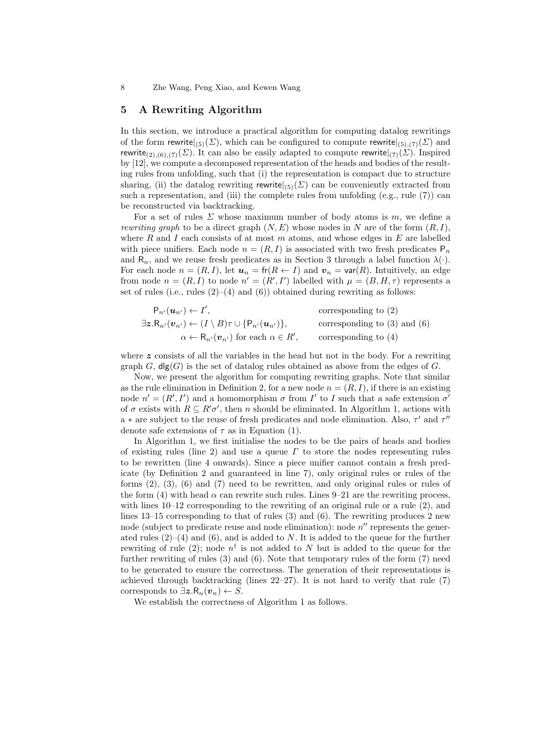## 5 A Rewriting Algorithm

In this section, we introduce a practical algorithm for computing datalog rewritings of the form $\mathsf{rewrite}|_{(5)}(\Sigma)$, which can be configured to compute $\mathsf{rewrite}|_{(5),(7)}(\Sigma)$ and $\mathsf{rewrite}_{(2),(6),(7)}(\Sigma)$. It can also be easily adapted to compute $\mathsf{rewrite}|_{(7)}(\Sigma)$. Inspired by [12], we compute a decomposed representation of the heads and bodies of the resulting rules from unfolding, such that (i) the representation is compact due to structure sharing, (ii) the datalog rewriting $\mathsf{rewrite}|_{(5)}(\Sigma)$ can be conveniently extracted from such a representation, and (iii) the complete rules from unfolding (e.g., rule (7)) can be reconstructed via backtracking.

For a set of rules $\Sigma$ whose maximum number of body atoms is $m$, we define a *rewriting graph* to be a direct graph $(N, E)$ whose nodes in $N$ are of the form $(R, I)$, where $R$ and $I$ each consists of at most $m$ atoms, and whose edges in $E$ are labelled with piece unifiers. Each node $n = (R, I)$ is associated with two fresh predicates $\mathsf{P}_n$ and $\mathsf{R}_n$, and we reuse fresh predicates as in Section 3 through a label function $\lambda(\cdot)$. For each node $n = (R, I)$, let $\boldsymbol{u}_n = \mathsf{fr}(R \leftarrow I)$ and $\boldsymbol{v}_n = \mathsf{var}(R)$. Intuitively, an edge from node $n = (R, I)$ to node $n' = (R', I')$ labelled with $\mu = (B, H, \tau)$ represents a set of rules (i.e., rules (2)–(4) and (6)) obtained during rewriting as follows:

$$\begin{aligned}
&\mathsf{P}_{n'}(\boldsymbol{u}_{n'}) \leftarrow I', && \text{corresponding to (2)}\\
&\exists \boldsymbol{z}.\mathsf{R}_{n'}(\boldsymbol{v}_{n'}) \leftarrow (I \setminus B)\tau \cup \{\mathsf{P}_{n'}(\boldsymbol{u}_{n'})\}, && \text{corresponding to (3) and (6)}\\
&\alpha \leftarrow \mathsf{R}_{n'}(\boldsymbol{v}_{n'}) \text{ for each } \alpha \in R', && \text{corresponding to (4)}
\end{aligned}$$

where $\boldsymbol{z}$ consists of all the variables in the head but not in the body. For a rewriting graph $G$, $\mathsf{dlg}(G)$ is the set of datalog rules obtained as above from the edges of $G$.

Now, we present the algorithm for computing rewriting graphs. Note that similar as the rule elimination in Definition 2, for a new node $n = (R, I)$, if there is an existing node $n' = (R', I')$ and a homomorphism $\sigma$ from $I'$ to $I$ such that a safe extension $\sigma'$ of $\sigma$ exists with $R \subseteq R'\sigma'$, then $n$ should be eliminated. In Algorithm 1, actions with a $*$ are subject to the reuse of fresh predicates and node elimination. Also, $\tau'$ and $\tau''$ denote safe extensions of $\tau$ as in Equation (1).

In Algorithm 1, we first initialise the nodes to be the pairs of heads and bodies of existing rules (line 2) and use a queue $\Gamma$ to store the nodes representing rules to be rewritten (line 4 onwards). Since a piece unifier cannot contain a fresh predicate (by Definition 2 and guaranteed in line 7), only original rules or rules of the forms (2), (3), (6) and (7) need to be rewritten, and only original rules or rules of the form (4) with head $\alpha$ can rewrite such rules. Lines 9–21 are the rewriting process, with lines 10–12 corresponding to the rewriting of an original rule or a rule (2), and lines 13–15 corresponding to that of rules (3) and (6). The rewriting produces 2 new node (subject to predicate reuse and node elimination): node $n''$ represents the generated rules (2)–(4) and (6), and is added to $N$. It is added to the queue for the further rewriting of rule (2); node $n^\dagger$ is not added to $N$ but is added to the queue for the further rewriting of rules (3) and (6). Note that temporary rules of the form (7) need to be generated to ensure the correctness. The generation of their representations is achieved through backtracking (lines 22–27). It is not hard to verify that rule (7) corresponds to $\exists \boldsymbol{z}.\mathsf{R}_n(\boldsymbol{v}_n) \leftarrow S$.

We establish the correctness of Algorithm 1 as follows.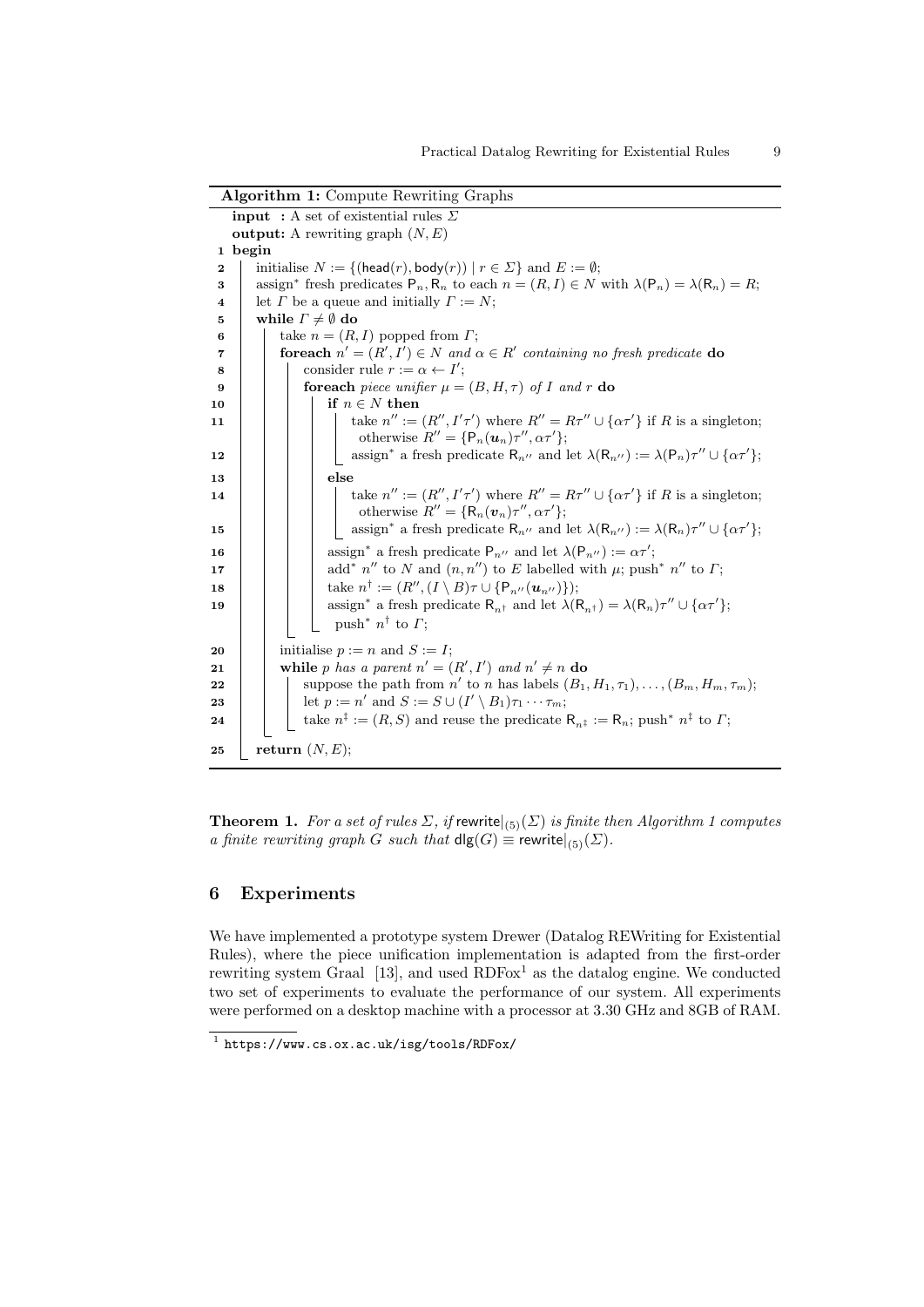**Algorithm 1:** Compute Rewriting Graphs

```
   input  : A set of existential rules Σ
   output: A rewriting graph (N, E)
 1 begin
 2   initialise N := {(head(r), body(r)) | r ∈ Σ} and E := ∅;
 3   assign* fresh predicates P_n, R_n to each n = (R, I) ∈ N with λ(P_n) = λ(R_n) = R;
 4   let Γ be a queue and initially Γ := N;
 5   while Γ ≠ ∅ do
 6     take n = (R, I) popped from Γ;
 7     foreach n' = (R', I') ∈ N and α ∈ R' containing no fresh predicate do
 8       consider rule r := α ← I';
 9       foreach piece unifier μ = (B, H, τ) of I and r do
10         if n ∈ N then
11           take n'' := (R'', I'τ') where R'' = Rτ'' ∪ {ατ'} if R is a singleton;
               otherwise R'' = {P_n(u_n)τ'', ατ'};
12           assign* a fresh predicate R_n'' and let λ(R_n'') := λ(P_n)τ'' ∪ {ατ'};
13         else
14           take n'' := (R'', I'τ') where R'' = Rτ'' ∪ {ατ'} if R is a singleton;
               otherwise R'' = {R_n(v_n)τ'', ατ'};
15           assign* a fresh predicate R_n'' and let λ(R_n'') := λ(R_n)τ'' ∪ {ατ'};
16         assign* a fresh predicate P_n'' and let λ(P_n'') := ατ';
17         add* n'' to N and (n, n'') to E labelled with μ; push* n'' to Γ;
18         take n† := (R'', (I \ B)τ ∪ {P_n''(u_n'')});
19         assign* a fresh predicate R_n† and let λ(R_n†) = λ(R_n)τ'' ∪ {ατ'};
             push* n† to Γ;
20     initialise p := n and S := I;
21     while p has a parent n' = (R', I') and n' ≠ n do
22       suppose the path from n' to n has labels (B_1, H_1, τ_1), ..., (B_m, H_m, τ_m);
23       let p := n' and S := S ∪ (I' \ B_1)τ_1 ··· τ_m;
24       take n‡ := (R, S) and reuse the predicate R_n‡ := R_n; push* n‡ to Γ;
25   return (N, E);
```

**Theorem 1.** *For a set of rules* $\Sigma$*, if* $\mathsf{rewrite}|_{(5)}(\Sigma)$ *is finite then Algorithm 1 computes a finite rewriting graph* $G$ *such that* $\mathsf{dlg}(G) \equiv \mathsf{rewrite}|_{(5)}(\Sigma)$*.*

## 6 Experiments

We have implemented a prototype system Drewer (Datalog REWriting for Existential Rules), where the piece unification implementation is adapted from the first-order rewriting system Graal [13], and used RDFox[1] as the datalog engine. We conducted two set of experiments to evaluate the performance of our system. All experiments were performed on a desktop machine with a processor at 3.30 GHz and 8GB of RAM.

[1] https://www.cs.ox.ac.uk/isg/tools/RDFox/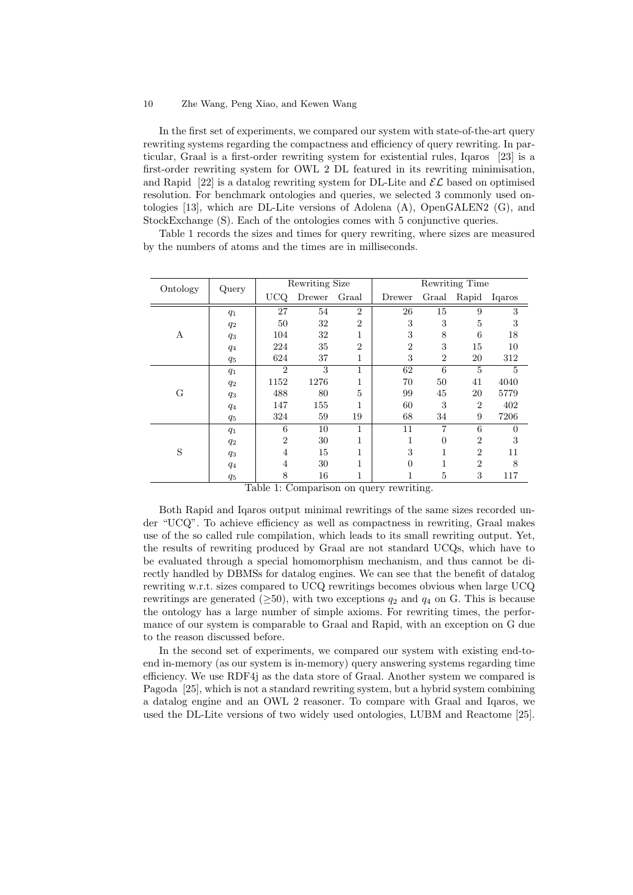In the first set of experiments, we compared our system with state-of-the-art query rewriting systems regarding the compactness and efficiency of query rewriting. In particular, Graal is a first-order rewriting system for existential rules, Iqaros [23] is a first-order rewriting system for OWL 2 DL featured in its rewriting minimisation, and Rapid [22] is a datalog rewriting system for DL-Lite and $\mathcal{EL}$ based on optimised resolution. For benchmark ontologies and queries, we selected 3 commonly used ontologies [13], which are DL-Lite versions of Adolena (A), OpenGALEN2 (G), and StockExchange (S). Each of the ontologies comes with 5 conjunctive queries.

Table 1 records the sizes and times for query rewriting, where sizes are measured by the numbers of atoms and the times are in milliseconds.

| Ontology | Query | Rewriting Size | | | Rewriting Time | | | |
|---|---|---|---|---|---|---|---|---|
| | | UCQ | Drewer | Graal | Drewer | Graal | Rapid | Iqaros |
| A | $q_1$ | 27 | 54 | 2 | 26 | 15 | 9 | 3 |
| | $q_2$ | 50 | 32 | 2 | 3 | 3 | 5 | 3 |
| | $q_3$ | 104 | 32 | 1 | 3 | 8 | 6 | 18 |
| | $q_4$ | 224 | 35 | 2 | 2 | 3 | 15 | 10 |
| | $q_5$ | 624 | 37 | 1 | 3 | 2 | 20 | 312 |
| G | $q_1$ | 2 | 3 | 1 | 62 | 6 | 5 | 5 |
| | $q_2$ | 1152 | 1276 | 1 | 70 | 50 | 41 | 4040 |
| | $q_3$ | 488 | 80 | 5 | 99 | 45 | 20 | 5779 |
| | $q_4$ | 147 | 155 | 1 | 60 | 3 | 2 | 402 |
| | $q_5$ | 324 | 59 | 19 | 68 | 34 | 9 | 7206 |
| S | $q_1$ | 6 | 10 | 1 | 11 | 7 | 6 | 0 |
| | $q_2$ | 2 | 30 | 1 | 1 | 0 | 2 | 3 |
| | $q_3$ | 4 | 15 | 1 | 3 | 1 | 2 | 11 |
| | $q_4$ | 4 | 30 | 1 | 0 | 1 | 2 | 8 |
| | $q_5$ | 8 | 16 | 1 | 1 | 5 | 3 | 117 |

Table 1: Comparison on query rewriting.

Both Rapid and Iqaros output minimal rewritings of the same sizes recorded under "UCQ". To achieve efficiency as well as compactness in rewriting, Graal makes use of the so called rule compilation, which leads to its small rewriting output. Yet, the results of rewriting produced by Graal are not standard UCQs, which have to be evaluated through a special homomorphism mechanism, and thus cannot be directly handled by DBMSs for datalog engines. We can see that the benefit of datalog rewriting w.r.t. sizes compared to UCQ rewritings becomes obvious when large UCQ rewritings are generated ($\geq$50), with two exceptions $q_2$ and $q_4$ on G. This is because the ontology has a large number of simple axioms. For rewriting times, the performance of our system is comparable to Graal and Rapid, with an exception on G due to the reason discussed before.

In the second set of experiments, we compared our system with existing end-to-end in-memory (as our system is in-memory) query answering systems regarding time efficiency. We use RDF4j as the data store of Graal. Another system we compared is Pagoda [25], which is not a standard rewriting system, but a hybrid system combining a datalog engine and an OWL 2 reasoner. To compare with Graal and Iqaros, we used the DL-Lite versions of two widely used ontologies, LUBM and Reactome [25].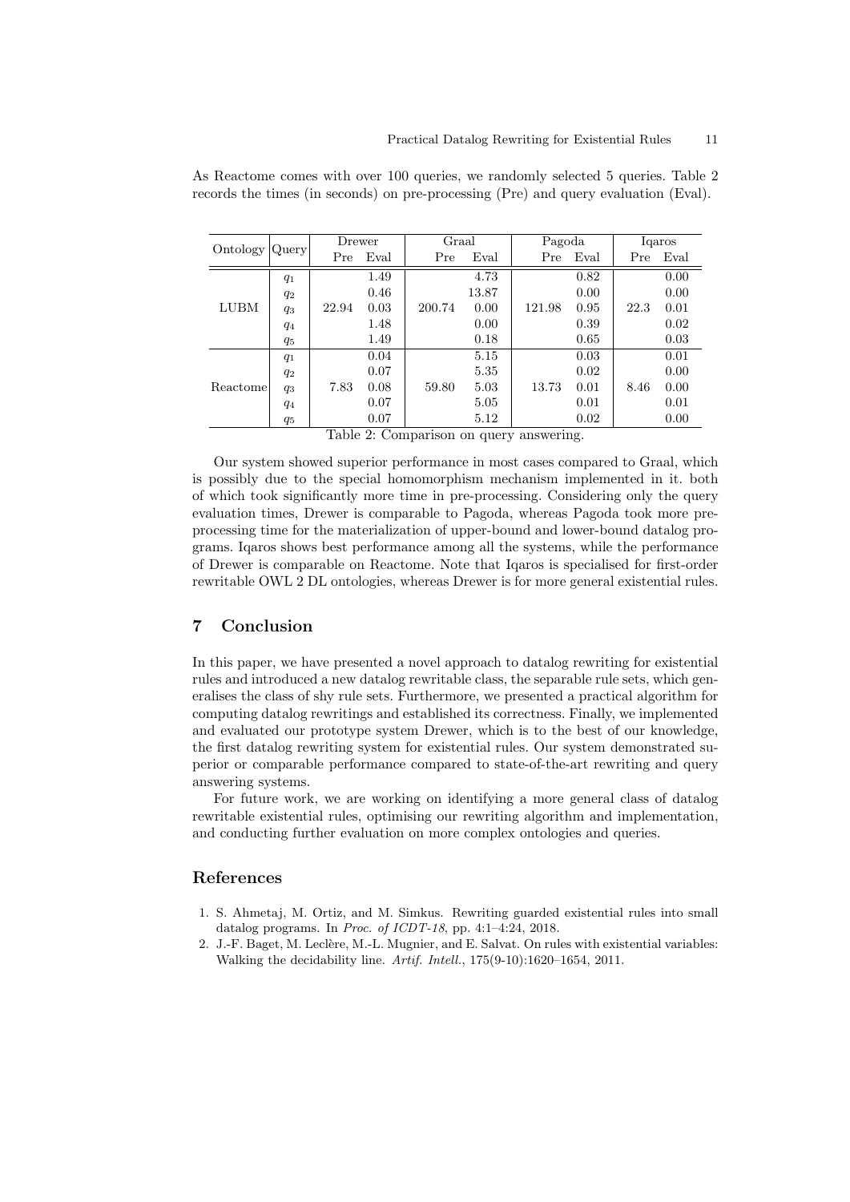As Reactome comes with over 100 queries, we randomly selected 5 queries. Table 2 records the times (in seconds) on pre-processing (Pre) and query evaluation (Eval).

| Ontology | Query | Drewer | | Graal | | Pagoda | | Iqaros | |
|---|---|---|---|---|---|---|---|---|---|
| | | Pre | Eval | Pre | Eval | Pre | Eval | Pre | Eval |
| LUBM | $q_1$ | 22.94 | 1.49 | 200.74 | 4.73 | 121.98 | 0.82 | 22.3 | 0.00 |
| | $q_2$ | | 0.46 | | 13.87 | | 0.00 | | 0.00 |
| | $q_3$ | | 0.03 | | 0.00 | | 0.95 | | 0.01 |
| | $q_4$ | | 1.48 | | 0.00 | | 0.39 | | 0.02 |
| | $q_5$ | | 1.49 | | 0.18 | | 0.65 | | 0.03 |
| Reactome | $q_1$ | 7.83 | 0.04 | 59.80 | 5.15 | 13.73 | 0.03 | 8.46 | 0.01 |
| | $q_2$ | | 0.07 | | 5.35 | | 0.02 | | 0.00 |
| | $q_3$ | | 0.08 | | 5.03 | | 0.01 | | 0.00 |
| | $q_4$ | | 0.07 | | 5.05 | | 0.01 | | 0.01 |
| | $q_5$ | | 0.07 | | 5.12 | | 0.02 | | 0.00 |

Table 2: Comparison on query answering.

Our system showed superior performance in most cases compared to Graal, which is possibly due to the special homomorphism mechanism implemented in it. both of which took significantly more time in pre-processing. Considering only the query evaluation times, Drewer is comparable to Pagoda, whereas Pagoda took more pre-processing time for the materialization of upper-bound and lower-bound datalog programs. Iqaros shows best performance among all the systems, while the performance of Drewer is comparable on Reactome. Note that Iqaros is specialised for first-order rewritable OWL 2 DL ontologies, whereas Drewer is for more general existential rules.

## 7 Conclusion

In this paper, we have presented a novel approach to datalog rewriting for existential rules and introduced a new datalog rewritable class, the separable rule sets, which generalises the class of shy rule sets. Furthermore, we presented a practical algorithm for computing datalog rewritings and established its correctness. Finally, we implemented and evaluated our prototype system Drewer, which is to the best of our knowledge, the first datalog rewriting system for existential rules. Our system demonstrated superior or comparable performance compared to state-of-the-art rewriting and query answering systems.

For future work, we are working on identifying a more general class of datalog rewritable existential rules, optimising our rewriting algorithm and implementation, and conducting further evaluation on more complex ontologies and queries.

## References

1. S. Ahmetaj, M. Ortiz, and M. Simkus. Rewriting guarded existential rules into small datalog programs. In *Proc. of ICDT-18*, pp. 4:1–4:24, 2018.
2. J.-F. Baget, M. Leclère, M.-L. Mugnier, and E. Salvat. On rules with existential variables: Walking the decidability line. *Artif. Intell.*, 175(9-10):1620–1654, 2011.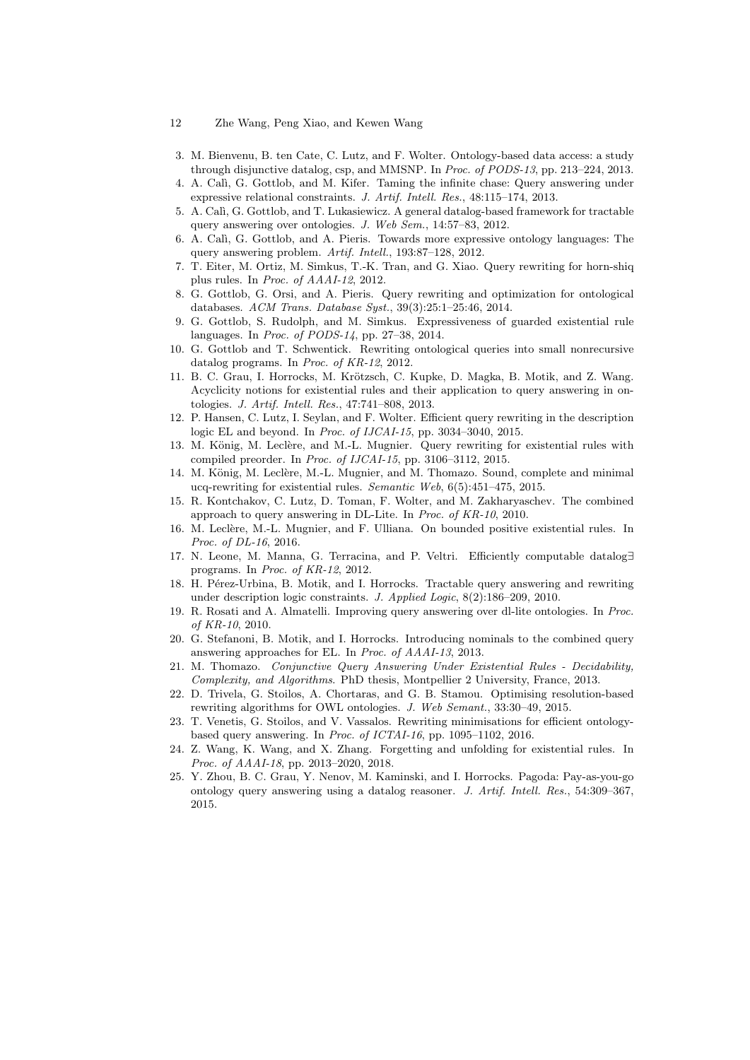3. M. Bienvenu, B. ten Cate, C. Lutz, and F. Wolter. Ontology-based data access: a study through disjunctive datalog, csp, and MMSNP. In *Proc. of PODS-13*, pp. 213–224, 2013.
4. A. Calì, G. Gottlob, and M. Kifer. Taming the infinite chase: Query answering under expressive relational constraints. *J. Artif. Intell. Res.*, 48:115–174, 2013.
5. A. Calì, G. Gottlob, and T. Lukasiewicz. A general datalog-based framework for tractable query answering over ontologies. *J. Web Sem.*, 14:57–83, 2012.
6. A. Calì, G. Gottlob, and A. Pieris. Towards more expressive ontology languages: The query answering problem. *Artif. Intell.*, 193:87–128, 2012.
7. T. Eiter, M. Ortiz, M. Simkus, T.-K. Tran, and G. Xiao. Query rewriting for horn-shiq plus rules. In *Proc. of AAAI-12*, 2012.
8. G. Gottlob, G. Orsi, and A. Pieris. Query rewriting and optimization for ontological databases. *ACM Trans. Database Syst.*, 39(3):25:1–25:46, 2014.
9. G. Gottlob, S. Rudolph, and M. Simkus. Expressiveness of guarded existential rule languages. In *Proc. of PODS-14*, pp. 27–38, 2014.
10. G. Gottlob and T. Schwentick. Rewriting ontological queries into small nonrecursive datalog programs. In *Proc. of KR-12*, 2012.
11. B. C. Grau, I. Horrocks, M. Krötzsch, C. Kupke, D. Magka, B. Motik, and Z. Wang. Acyclicity notions for existential rules and their application to query answering in ontologies. *J. Artif. Intell. Res.*, 47:741–808, 2013.
12. P. Hansen, C. Lutz, I. Seylan, and F. Wolter. Efficient query rewriting in the description logic EL and beyond. In *Proc. of IJCAI-15*, pp. 3034–3040, 2015.
13. M. König, M. Leclère, and M.-L. Mugnier. Query rewriting for existential rules with compiled preorder. In *Proc. of IJCAI-15*, pp. 3106–3112, 2015.
14. M. König, M. Leclère, M.-L. Mugnier, and M. Thomazo. Sound, complete and minimal ucq-rewriting for existential rules. *Semantic Web*, 6(5):451–475, 2015.
15. R. Kontchakov, C. Lutz, D. Toman, F. Wolter, and M. Zakharyaschev. The combined approach to query answering in DL-Lite. In *Proc. of KR-10*, 2010.
16. M. Leclère, M.-L. Mugnier, and F. Ulliana. On bounded positive existential rules. In *Proc. of DL-16*, 2016.
17. N. Leone, M. Manna, G. Terracina, and P. Veltri. Efficiently computable datalog∃ programs. In *Proc. of KR-12*, 2012.
18. H. Pérez-Urbina, B. Motik, and I. Horrocks. Tractable query answering and rewriting under description logic constraints. *J. Applied Logic*, 8(2):186–209, 2010.
19. R. Rosati and A. Almatelli. Improving query answering over dl-lite ontologies. In *Proc. of KR-10*, 2010.
20. G. Stefanoni, B. Motik, and I. Horrocks. Introducing nominals to the combined query answering approaches for EL. In *Proc. of AAAI-13*, 2013.
21. M. Thomazo. *Conjunctive Query Answering Under Existential Rules - Decidability, Complexity, and Algorithms.* PhD thesis, Montpellier 2 University, France, 2013.
22. D. Trivela, G. Stoilos, A. Chortaras, and G. B. Stamou. Optimising resolution-based rewriting algorithms for OWL ontologies. *J. Web Semant.*, 33:30–49, 2015.
23. T. Venetis, G. Stoilos, and V. Vassalos. Rewriting minimisations for efficient ontology-based query answering. In *Proc. of ICTAI-16*, pp. 1095–1102, 2016.
24. Z. Wang, K. Wang, and X. Zhang. Forgetting and unfolding for existential rules. In *Proc. of AAAI-18*, pp. 2013–2020, 2018.
25. Y. Zhou, B. C. Grau, Y. Nenov, M. Kaminski, and I. Horrocks. Pagoda: Pay-as-you-go ontology query answering using a datalog reasoner. *J. Artif. Intell. Res.*, 54:309–367, 2015.